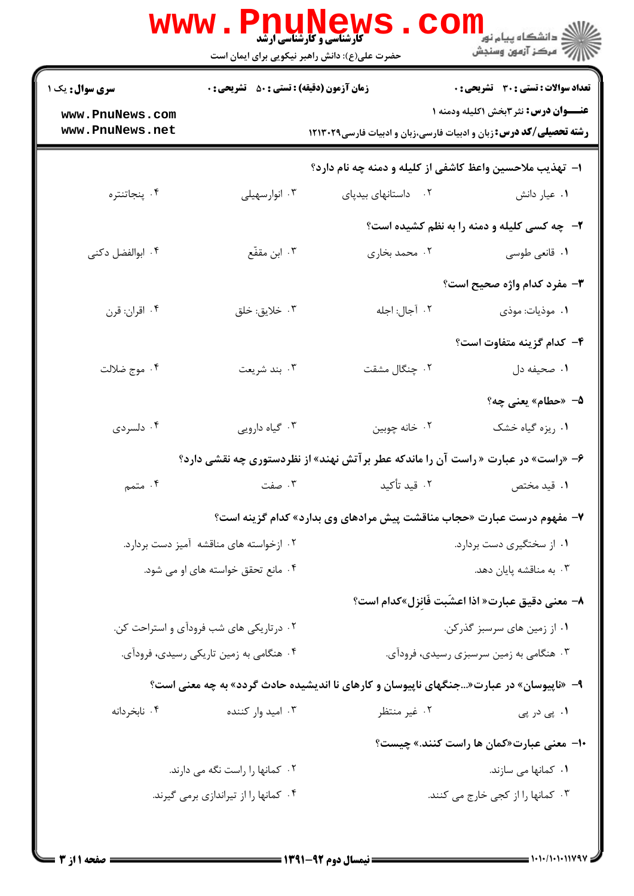**کارشناسی و کارشناسی ارشد**

حضرت علی(ع): دانش راهبر نیکویی برای ایمان است

دانشگاه پیام نور
مرکز آزمون وسنجش

**سری سوال:** یک ۱ | **زمان آزمون (دقیقه) : تستی : ۵۰ تشریحی : ۰** | **تعداد سوالات : تستی : ۳۰ تشریحی : ۰**

**عنـــوان درس:** نثر۳بخش ۱کلیله ودمنه ۱

**رشته تحصیلی/کد درس:** زبان و ادبیات فارسی،زبان و ادبیات فارسی۱۲۱۳۰۲۹

**۱- تهذیب ملاحسین واعظ کاشفی از کلیله و دمنه چه نام دارد؟**

۱. عیار دانش ۲. داستانهای بیدپای ۳. انوارسهیلی ۴. پنجاتنتره

**۲- چه کسی کلیله و دمنه را به نظم کشیده است؟**

۱. قانعی طوسی ۲. محمد بخاری ۳. ابن مقفّع ۴. ابوالفضل دکنی

**۳- مفرد کدام واژه صحیح است؟**

۱. موذیات: موذی ۲. آجال: اجله ۳. خلایق: خلق ۴. اقران: قرن

**۴- کدام گزینه متفاوت است؟**

۱. صحیفه دل ۲. چنگال مشقت ۳. بند شریعت ۴. موج ضلالت

**۵- «حطام» یعنی چه؟**

۱. ریزه گیاه خشک ۲. خانه چوبین ۳. گیاه دارویی ۴. دلسردی

**۶- «راست» در عبارت « راست آن را ماندکه عطر برآتش نهند» از نظردستوری چه نقشی دارد؟**

۱. قید مختص ۲. قید تأکید ۳. صفت ۴. متمم

**۷- مفهوم درست عبارت «حجاب مناقشت پیش مرادهای وی بدارد» کدام گزینه است؟**

۱. از سختگیری دست بردارد.
۲. ازخواسته های مناقشه آمیز دست بردارد.
۳. به مناقشه پایان دهد.
۴. مانع تحقق خواسته های او می شود.

**۸- معنی دقیق عبارت« اذا اعشَبت فَانزِل»کدام است؟**

۱. از زمین های سرسبز گذرکن.
۲. درتاریکی های شب فرودآی و استراحت کن.
۳. هنگامی به زمین سرسبزی رسیدی، فرودآی.
۴. هنگامی به زمین تاریکی رسیدی، فرودآی.

**۹- «ناپیوسان» در عبارت«...جنگهای ناپیوسان و کارهای نا اندیشیده حادث گردد» به چه معنی است؟**

۱. پی در پی ۲. غیر منتظر ۳. امید وار کننده ۴. نابخردانه

**۱۰- معنی عبارت«کمان ها راست کنند.» چیست؟**

۱. کمانها می سازند.
۲. کمانها را راست نگه می دارند.
۳. کمانها را از کجی خارج می کنند.
۴. کمانها را از تیراندازی برمی گیرند.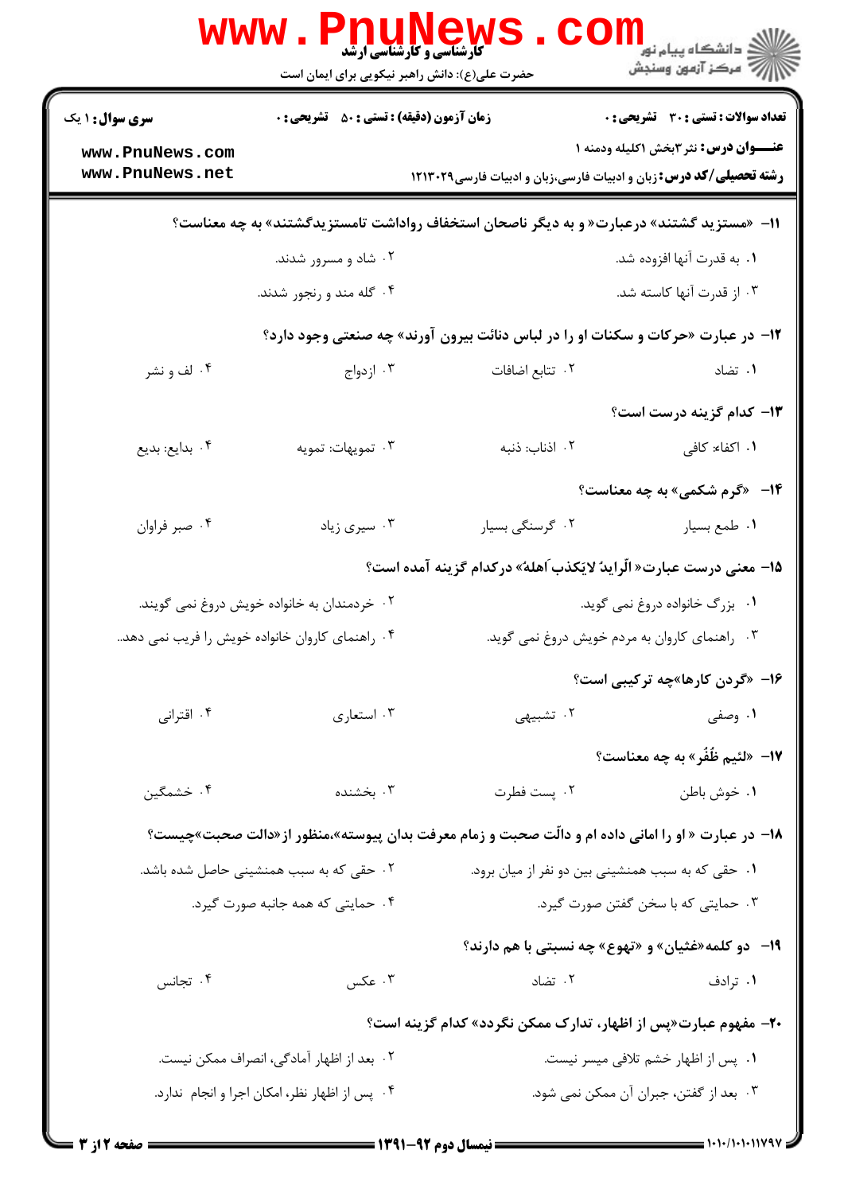**سری سوال: ۱ یک** | **زمان آزمون (دقیقه): تستی: ۵۰ تشریحی: ۰** | **تعداد سوالات: تستی: ۳۰ تشریحی: ۰**

**عنـــوان درس:** نثر۳بخش ۱کلیله ودمنه ۱

**رشته تحصیلی/کد درس:** زبان و ادبیات فارسی،زبان و ادبیات فارسی۱۲۱۳۰۲۹

۱۱- «مستزید گشتند» درعبارت« و به دیگر ناصحان استخفاف رواداشت تامستزیدگشتند» به چه معناست؟

۱. به قدرت آنها افزوده شد.
۲. شاد و مسرور شدند.
۳. از قدرت آنها کاسته شد.
۴. گله مند و رنجور شدند.

۱۲- در عبارت «حرکات و سکنات او را در لباس دنائت بیرون آورند» چه صنعتی وجود دارد؟

۱. تضاد
۲. تتابع اضافات
۳. ازدواج
۴. لف و نشر

۱۳- کدام گزینه درست است؟

۱. اکفاء: کافی
۲. اذناب: ذنبه
۳. تمویهات: تمویه
۴. بدایع: بدیع

۱۴- «گرم شکمی» به چه معناست؟

۱. طمع بسیار
۲. گرسنگی بسیار
۳. سیری زیاد
۴. صبر فراوان

۱۵- معنی درست عبارت« اَلرّایدُ لایَکذبُ اَهلَهُ» درکدام گزینه آمده است؟

۱. بزرگ خانواده دروغ نمی گوید.
۲. خردمندان به خانواده خویش دروغ نمی گویند.
۳. راهنمای کاروان به مردم خویش دروغ نمی گوید.
۴. راهنمای کاروان خانواده خویش را فریب نمی دهد.

۱۶- «گردن کارها»چه ترکیبی است؟

۱. وصفی
۲. تشبیهی
۳. استعاری
۴. اقترانی

۱۷- «لئیم ظَفُر» به چه معناست؟

۱. خوش باطن
۲. پست فطرت
۳. بخشنده
۴. خشمگین

۱۸- در عبارت « او را امانی داده ام و دالّت صحبت و زمام معرفت بدان پیوسته»،منظور از«دالت صحبت»چیست؟

۱. حقی که به سبب همنشینی بین دو نفر از میان برود.
۲. حقی که به سبب همنشینی حاصل شده باشد.
۳. حمایتی که با سخن گفتن صورت گیرد.
۴. حمایتی که همه جانبه صورت گیرد.

۱۹- دو کلمه«غثیان» و «تهوع» چه نسبتی با هم دارند؟

۱. ترادف
۲. تضاد
۳. عکس
۴. تجانس

۲۰- مفهوم عبارت«پس از اظهار، تدارک ممکن نگردد» کدام گزینه است؟

۱. پس از اظهار خشم تلافی میسر نیست.
۲. بعد از اظهار آمادگی، انصراف ممکن نیست.
۳. بعد از گفتن، جبران آن ممکن نمی شود.
۴. پس از اظهار نظر، امکان اجرا و انجام ندارد.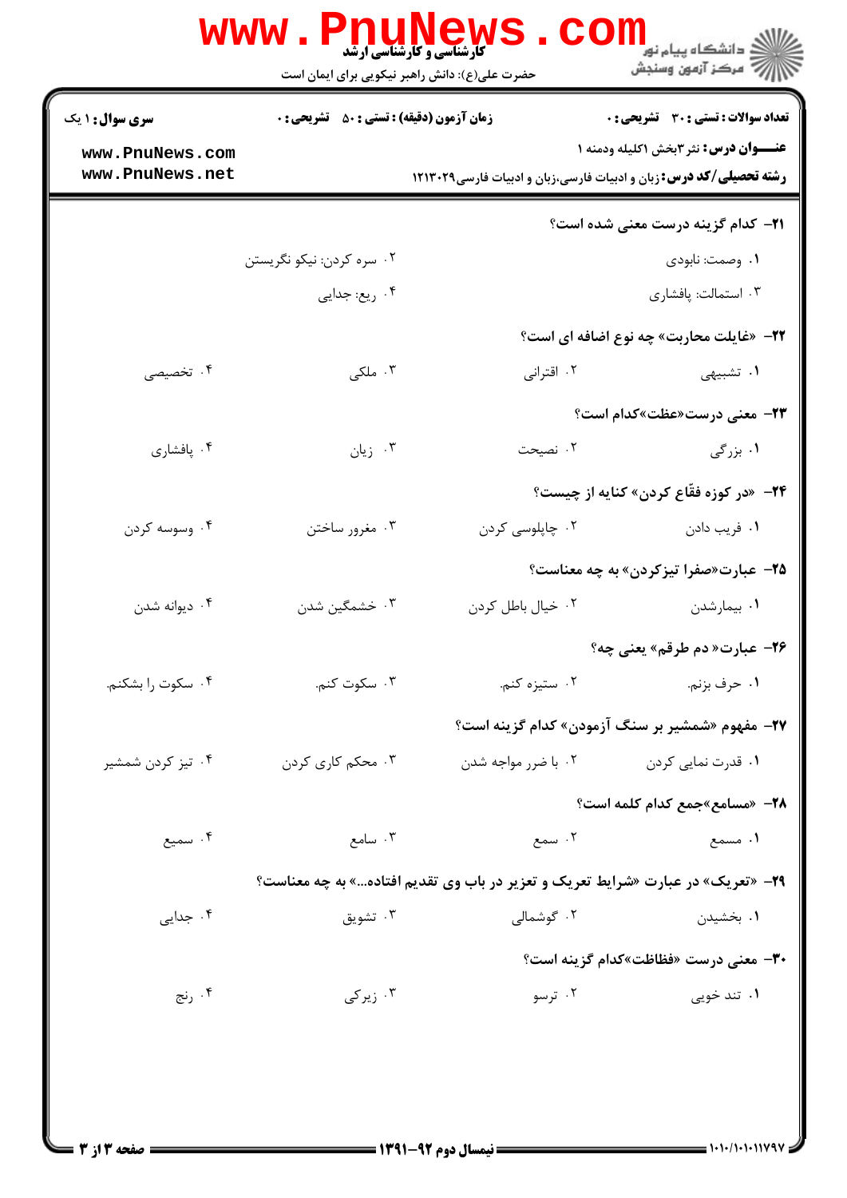**۲۱- کدام گزینه درست معنی شده است؟**

۱. وصمت: نابودی
۲. سره کردن: نیکو نگریستن
۳. استمالت: پافشاری
۴. ریع: جدایی

**۲۲- «غایلت محاربت» چه نوع اضافه ای است؟**

۱. تشبیهی
۲. اقترانی
۳. ملکی
۴. تخصیصی

**۲۳- معنی درست«عظت»کدام است؟**

۱. بزرگی
۲. نصیحت
۳. زیان
۴. پافشاری

**۲۴- «در کوزه فقّاع کردن» کنایه از چیست؟**

۱. فریب دادن
۲. چاپلوسی کردن
۳. مغرور ساختن
۴. وسوسه کردن

**۲۵- عبارت«صفرا تیزکردن» به چه معناست؟**

۱. بیمارشدن
۲. خیال باطل کردن
۳. خشمگین شدن
۴. دیوانه شدن

**۲۶- عبارت« دم طرقم» یعنی چه؟**

۱. حرف بزنم.
۲. ستیزه کنم.
۳. سکوت کنم.
۴. سکوت را بشکنم.

**۲۷- مفهوم «شمشیر بر سنگ آزمودن» کدام گزینه است؟**

۱. قدرت نمایی کردن
۲. با ضرر مواجه شدن
۳. محکم کاری کردن
۴. تیز کردن شمشیر

**۲۸- «مسامع»جمع کدام کلمه است؟**

۱. مسمع
۲. سمع
۳. سامع
۴. سمیع

**۲۹- «تعریک» در عبارت «شرایط تعریک و تعزیر در باب وی تقدیم افتاده...» به چه معناست؟**

۱. بخشیدن
۲. گوشمالی
۳. تشویق
۴. جدایی

**۳۰- معنی درست «فظاظت»کدام گزینه است؟**

۱. تند خویی
۲. ترسو
۳. زیرکی
۴. رنج